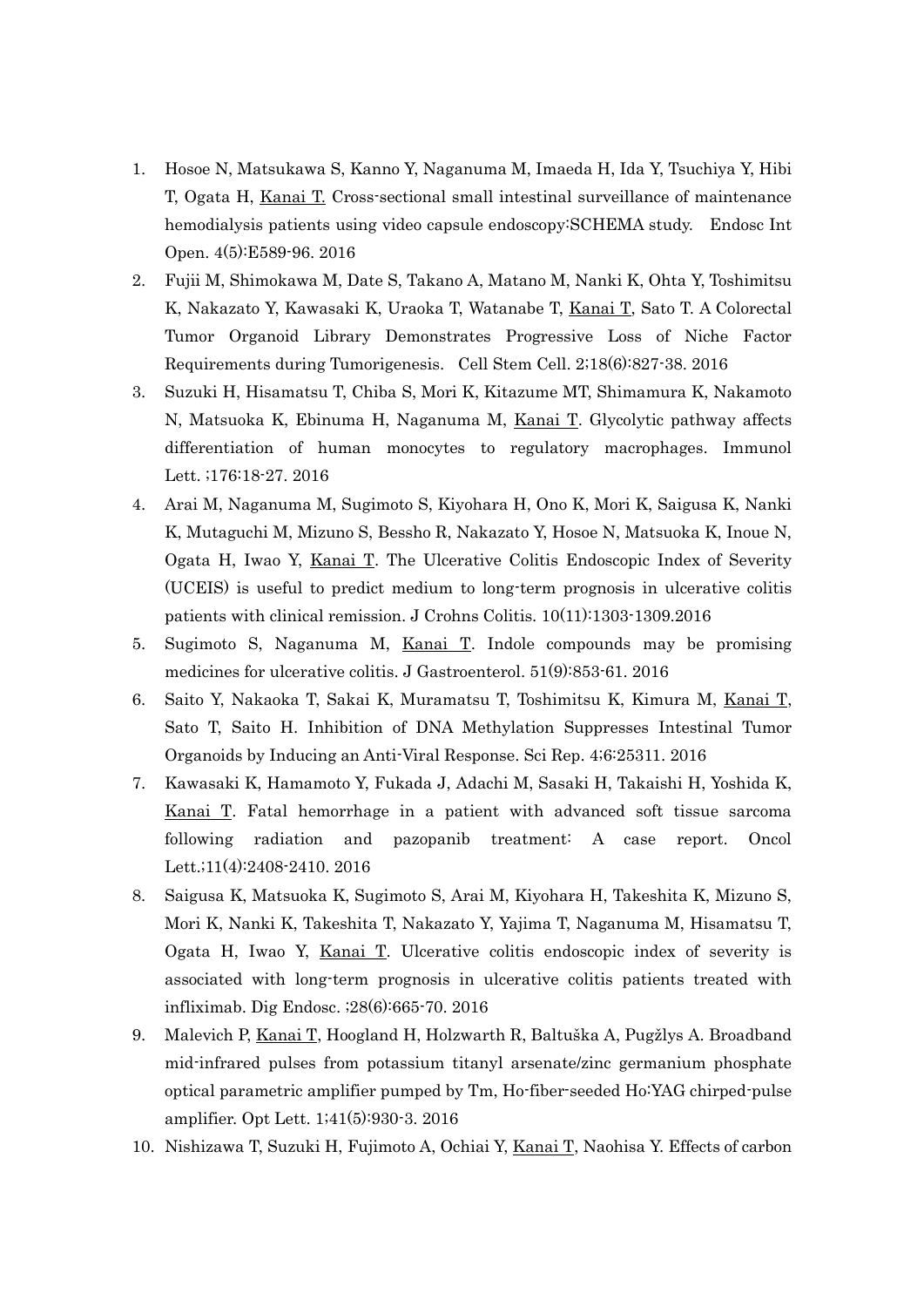1. Hosoe N, Matsukawa S, Kanno Y, Naganuma M, Imaeda H, Ida Y, Tsuchiya Y, Hibi T, Ogata H, Kanai T. Cross-sectional small intestinal surveillance of maintenance hemodialysis patients using video capsule endoscopy:SCHEMA study. Endosc Int Open. 4(5):E589-96. 2016
2. Fujii M, Shimokawa M, Date S, Takano A, Matano M, Nanki K, Ohta Y, Toshimitsu K, Nakazato Y, Kawasaki K, Uraoka T, Watanabe T, Kanai T, Sato T. A Colorectal Tumor Organoid Library Demonstrates Progressive Loss of Niche Factor Requirements during Tumorigenesis. Cell Stem Cell. 2;18(6):827-38. 2016
3. Suzuki H, Hisamatsu T, Chiba S, Mori K, Kitazume MT, Shimamura K, Nakamoto N, Matsuoka K, Ebinuma H, Naganuma M, Kanai T. Glycolytic pathway affects differentiation of human monocytes to regulatory macrophages. Immunol Lett. ;176:18-27. 2016
4. Arai M, Naganuma M, Sugimoto S, Kiyohara H, Ono K, Mori K, Saigusa K, Nanki K, Mutaguchi M, Mizuno S, Bessho R, Nakazato Y, Hosoe N, Matsuoka K, Inoue N, Ogata H, Iwao Y, Kanai T. The Ulcerative Colitis Endoscopic Index of Severity (UCEIS) is useful to predict medium to long-term prognosis in ulcerative colitis patients with clinical remission. J Crohns Colitis. 10(11):1303-1309.2016
5. Sugimoto S, Naganuma M, Kanai T. Indole compounds may be promising medicines for ulcerative colitis. J Gastroenterol. 51(9):853-61. 2016
6. Saito Y, Nakaoka T, Sakai K, Muramatsu T, Toshimitsu K, Kimura M, Kanai T, Sato T, Saito H. Inhibition of DNA Methylation Suppresses Intestinal Tumor Organoids by Inducing an Anti-Viral Response. Sci Rep. 4;6:25311. 2016
7. Kawasaki K, Hamamoto Y, Fukada J, Adachi M, Sasaki H, Takaishi H, Yoshida K, Kanai T. Fatal hemorrhage in a patient with advanced soft tissue sarcoma following radiation and pazopanib treatment: A case report. Oncol Lett.;11(4):2408-2410. 2016
8. Saigusa K, Matsuoka K, Sugimoto S, Arai M, Kiyohara H, Takeshita K, Mizuno S, Mori K, Nanki K, Takeshita T, Nakazato Y, Yajima T, Naganuma M, Hisamatsu T, Ogata H, Iwao Y, Kanai T. Ulcerative colitis endoscopic index of severity is associated with long-term prognosis in ulcerative colitis patients treated with infliximab. Dig Endosc. ;28(6):665-70. 2016
9. Malevich P, Kanai T, Hoogland H, Holzwarth R, Baltuška A, Pugžlys A. Broadband mid-infrared pulses from potassium titanyl arsenate/zinc germanium phosphate optical parametric amplifier pumped by Tm, Ho-fiber-seeded Ho:YAG chirped-pulse amplifier. Opt Lett. 1;41(5):930-3. 2016
10. Nishizawa T, Suzuki H, Fujimoto A, Ochiai Y, Kanai T, Naohisa Y. Effects of carbon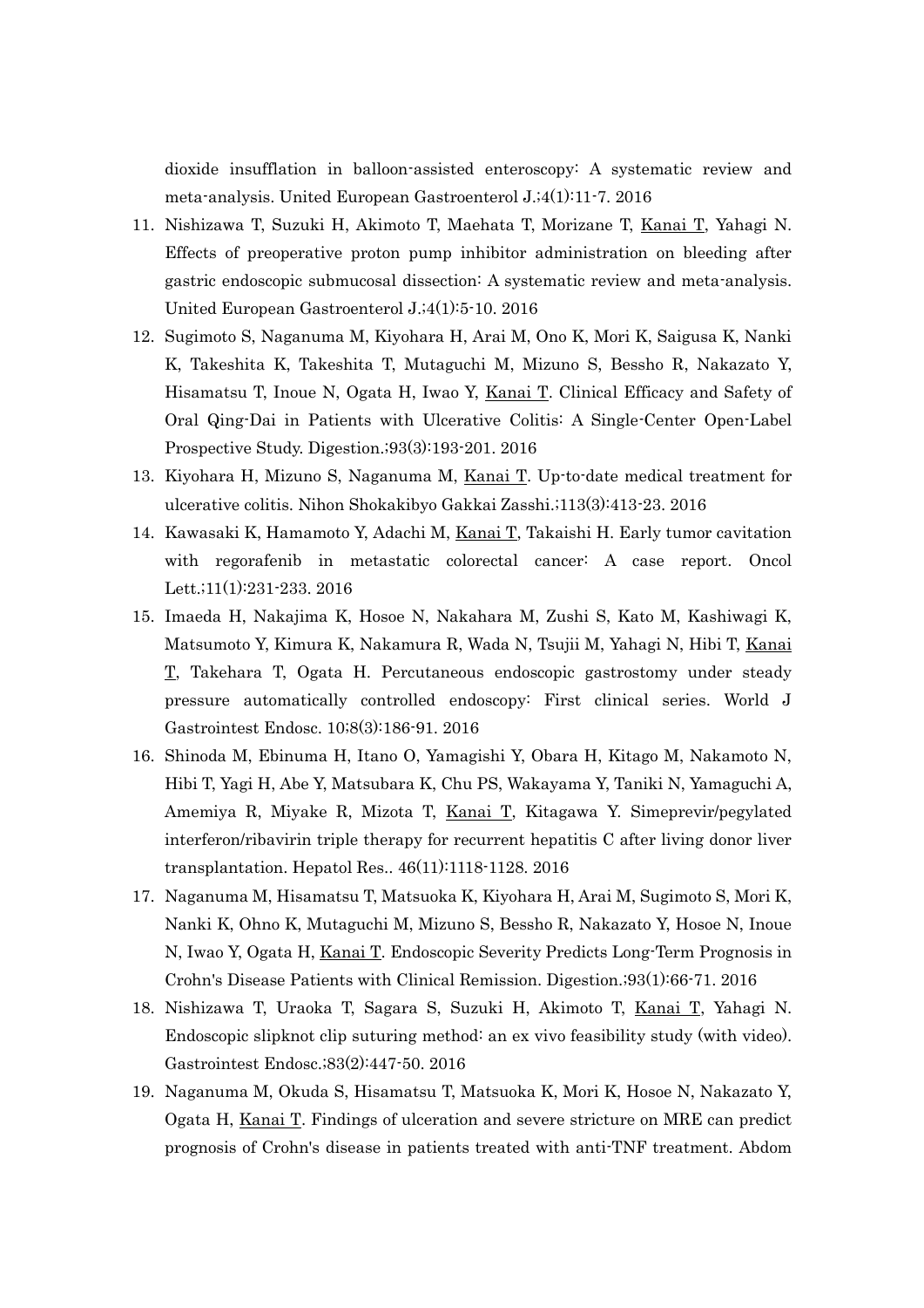dioxide insufflation in balloon-assisted enteroscopy: A systematic review and meta-analysis. United European Gastroenterol J.;4(1):11-7. 2016

11. Nishizawa T, Suzuki H, Akimoto T, Maehata T, Morizane T, Kanai T, Yahagi N. Effects of preoperative proton pump inhibitor administration on bleeding after gastric endoscopic submucosal dissection: A systematic review and meta-analysis. United European Gastroenterol J.;4(1):5-10. 2016
12. Sugimoto S, Naganuma M, Kiyohara H, Arai M, Ono K, Mori K, Saigusa K, Nanki K, Takeshita K, Takeshita T, Mutaguchi M, Mizuno S, Bessho R, Nakazato Y, Hisamatsu T, Inoue N, Ogata H, Iwao Y, Kanai T. Clinical Efficacy and Safety of Oral Qing-Dai in Patients with Ulcerative Colitis: A Single-Center Open-Label Prospective Study. Digestion.;93(3):193-201. 2016
13. Kiyohara H, Mizuno S, Naganuma M, Kanai T. Up-to-date medical treatment for ulcerative colitis. Nihon Shokakibyo Gakkai Zasshi.;113(3):413-23. 2016
14. Kawasaki K, Hamamoto Y, Adachi M, Kanai T, Takaishi H. Early tumor cavitation with regorafenib in metastatic colorectal cancer: A case report. Oncol Lett.;11(1):231-233. 2016
15. Imaeda H, Nakajima K, Hosoe N, Nakahara M, Zushi S, Kato M, Kashiwagi K, Matsumoto Y, Kimura K, Nakamura R, Wada N, Tsujii M, Yahagi N, Hibi T, Kanai T, Takehara T, Ogata H. Percutaneous endoscopic gastrostomy under steady pressure automatically controlled endoscopy: First clinical series. World J Gastrointest Endosc. 10;8(3):186-91. 2016
16. Shinoda M, Ebinuma H, Itano O, Yamagishi Y, Obara H, Kitago M, Nakamoto N, Hibi T, Yagi H, Abe Y, Matsubara K, Chu PS, Wakayama Y, Taniki N, Yamaguchi A, Amemiya R, Miyake R, Mizota T, Kanai T, Kitagawa Y. Simeprevir/pegylated interferon/ribavirin triple therapy for recurrent hepatitis C after living donor liver transplantation. Hepatol Res.. 46(11):1118-1128. 2016
17. Naganuma M, Hisamatsu T, Matsuoka K, Kiyohara H, Arai M, Sugimoto S, Mori K, Nanki K, Ohno K, Mutaguchi M, Mizuno S, Bessho R, Nakazato Y, Hosoe N, Inoue N, Iwao Y, Ogata H, Kanai T. Endoscopic Severity Predicts Long-Term Prognosis in Crohn's Disease Patients with Clinical Remission. Digestion.;93(1):66-71. 2016
18. Nishizawa T, Uraoka T, Sagara S, Suzuki H, Akimoto T, Kanai T, Yahagi N. Endoscopic slipknot clip suturing method: an ex vivo feasibility study (with video). Gastrointest Endosc.;83(2):447-50. 2016
19. Naganuma M, Okuda S, Hisamatsu T, Matsuoka K, Mori K, Hosoe N, Nakazato Y, Ogata H, Kanai T. Findings of ulceration and severe stricture on MRE can predict prognosis of Crohn's disease in patients treated with anti-TNF treatment. Abdom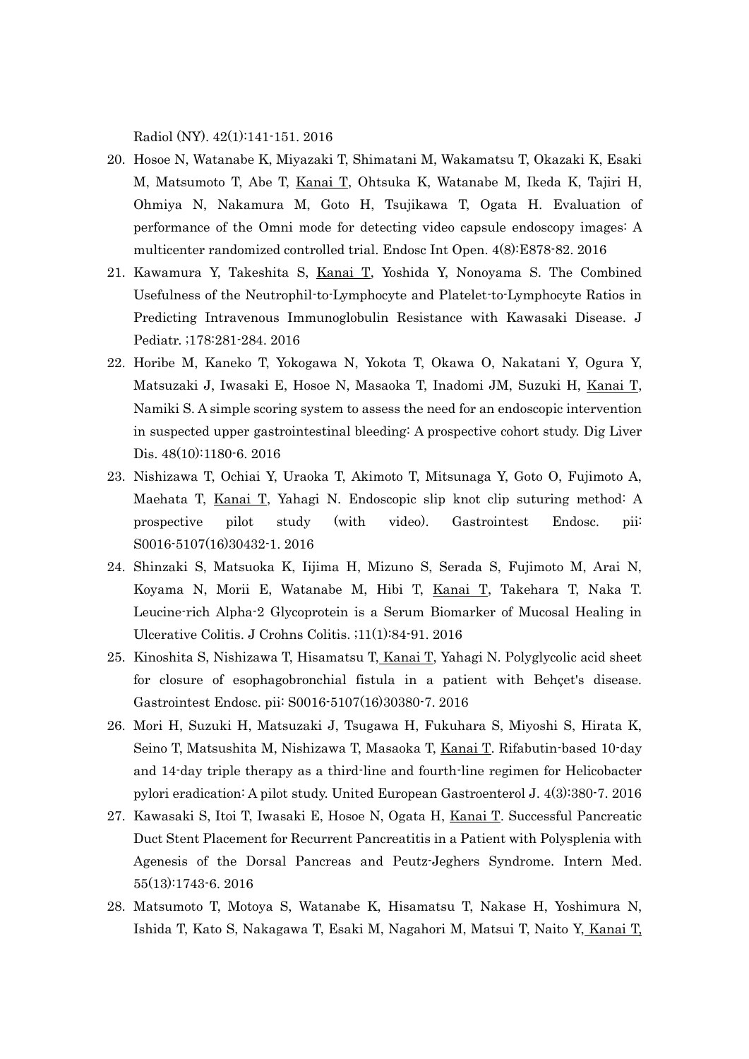Radiol (NY). 42(1):141-151. 2016

20. Hosoe N, Watanabe K, Miyazaki T, Shimatani M, Wakamatsu T, Okazaki K, Esaki M, Matsumoto T, Abe T, Kanai T, Ohtsuka K, Watanabe M, Ikeda K, Tajiri H, Ohmiya N, Nakamura M, Goto H, Tsujikawa T, Ogata H. Evaluation of performance of the Omni mode for detecting video capsule endoscopy images: A multicenter randomized controlled trial. Endosc Int Open. 4(8):E878-82. 2016
21. Kawamura Y, Takeshita S, Kanai T, Yoshida Y, Nonoyama S. The Combined Usefulness of the Neutrophil-to-Lymphocyte and Platelet-to-Lymphocyte Ratios in Predicting Intravenous Immunoglobulin Resistance with Kawasaki Disease. J Pediatr. ;178:281-284. 2016
22. Horibe M, Kaneko T, Yokogawa N, Yokota T, Okawa O, Nakatani Y, Ogura Y, Matsuzaki J, Iwasaki E, Hosoe N, Masaoka T, Inadomi JM, Suzuki H, Kanai T, Namiki S. A simple scoring system to assess the need for an endoscopic intervention in suspected upper gastrointestinal bleeding: A prospective cohort study. Dig Liver Dis. 48(10):1180-6. 2016
23. Nishizawa T, Ochiai Y, Uraoka T, Akimoto T, Mitsunaga Y, Goto O, Fujimoto A, Maehata T, Kanai T, Yahagi N. Endoscopic slip knot clip suturing method: A prospective pilot study (with video). Gastrointest Endosc. pii: S0016-5107(16)30432-1. 2016
24. Shinzaki S, Matsuoka K, Iijima H, Mizuno S, Serada S, Fujimoto M, Arai N, Koyama N, Morii E, Watanabe M, Hibi T, Kanai T, Takehara T, Naka T. Leucine-rich Alpha-2 Glycoprotein is a Serum Biomarker of Mucosal Healing in Ulcerative Colitis. J Crohns Colitis. ;11(1):84-91. 2016
25. Kinoshita S, Nishizawa T, Hisamatsu T, Kanai T, Yahagi N. Polyglycolic acid sheet for closure of esophagobronchial fistula in a patient with Behçet's disease. Gastrointest Endosc. pii: S0016-5107(16)30380-7. 2016
26. Mori H, Suzuki H, Matsuzaki J, Tsugawa H, Fukuhara S, Miyoshi S, Hirata K, Seino T, Matsushita M, Nishizawa T, Masaoka T, Kanai T. Rifabutin-based 10-day and 14-day triple therapy as a third-line and fourth-line regimen for Helicobacter pylori eradication: A pilot study. United European Gastroenterol J. 4(3):380-7. 2016
27. Kawasaki S, Itoi T, Iwasaki E, Hosoe N, Ogata H, Kanai T. Successful Pancreatic Duct Stent Placement for Recurrent Pancreatitis in a Patient with Polysplenia with Agenesis of the Dorsal Pancreas and Peutz-Jeghers Syndrome. Intern Med. 55(13):1743-6. 2016
28. Matsumoto T, Motoya S, Watanabe K, Hisamatsu T, Nakase H, Yoshimura N, Ishida T, Kato S, Nakagawa T, Esaki M, Nagahori M, Matsui T, Naito Y, Kanai T,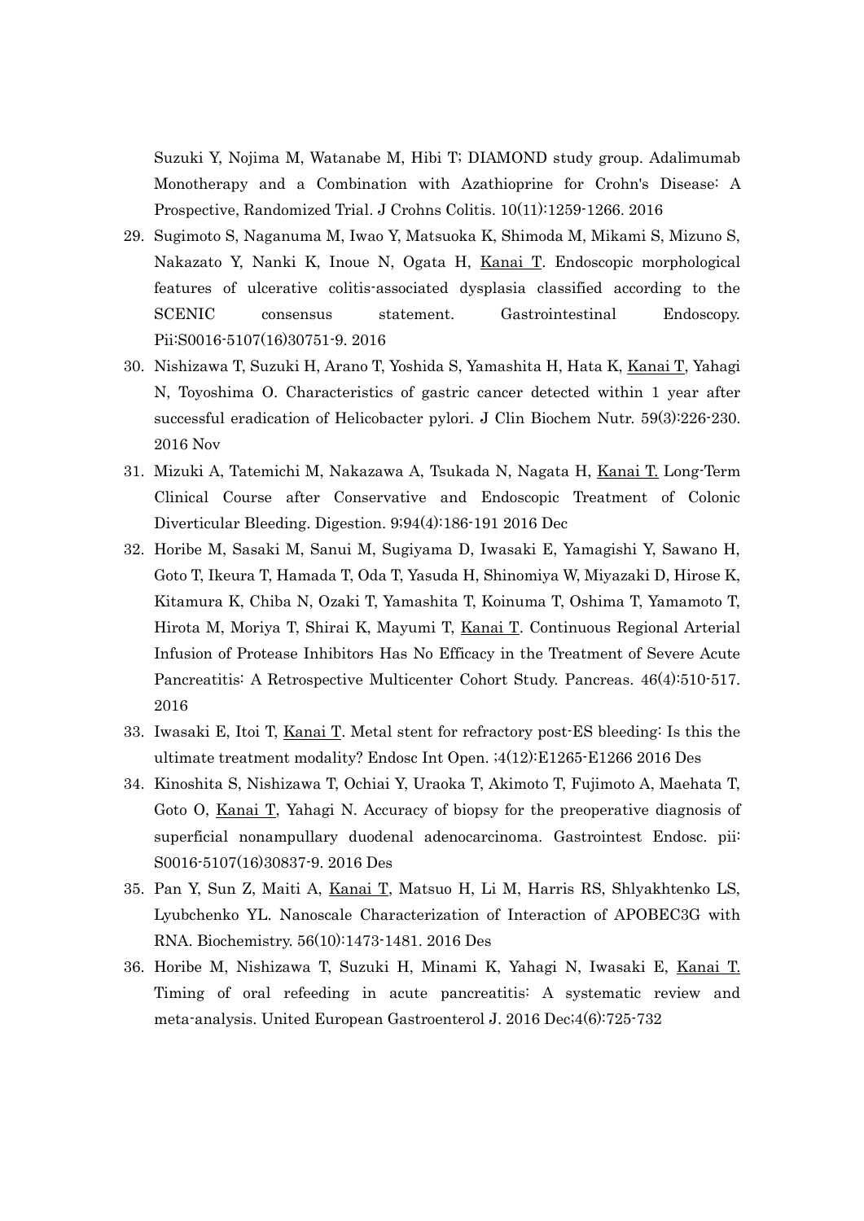Suzuki Y, Nojima M, Watanabe M, Hibi T; DIAMOND study group. Adalimumab Monotherapy and a Combination with Azathioprine for Crohn's Disease: A Prospective, Randomized Trial. J Crohns Colitis. 10(11):1259-1266. 2016

29. Sugimoto S, Naganuma M, Iwao Y, Matsuoka K, Shimoda M, Mikami S, Mizuno S, Nakazato Y, Nanki K, Inoue N, Ogata H, Kanai T. Endoscopic morphological features of ulcerative colitis-associated dysplasia classified according to the SCENIC consensus statement. Gastrointestinal Endoscopy. Pii:S0016-5107(16)30751-9. 2016
30. Nishizawa T, Suzuki H, Arano T, Yoshida S, Yamashita H, Hata K, Kanai T, Yahagi N, Toyoshima O. Characteristics of gastric cancer detected within 1 year after successful eradication of Helicobacter pylori. J Clin Biochem Nutr. 59(3):226-230. 2016 Nov
31. Mizuki A, Tatemichi M, Nakazawa A, Tsukada N, Nagata H, Kanai T. Long-Term Clinical Course after Conservative and Endoscopic Treatment of Colonic Diverticular Bleeding. Digestion. 9;94(4):186-191 2016 Dec
32. Horibe M, Sasaki M, Sanui M, Sugiyama D, Iwasaki E, Yamagishi Y, Sawano H, Goto T, Ikeura T, Hamada T, Oda T, Yasuda H, Shinomiya W, Miyazaki D, Hirose K, Kitamura K, Chiba N, Ozaki T, Yamashita T, Koinuma T, Oshima T, Yamamoto T, Hirota M, Moriya T, Shirai K, Mayumi T, Kanai T. Continuous Regional Arterial Infusion of Protease Inhibitors Has No Efficacy in the Treatment of Severe Acute Pancreatitis: A Retrospective Multicenter Cohort Study. Pancreas. 46(4):510-517. 2016
33. Iwasaki E, Itoi T, Kanai T. Metal stent for refractory post-ES bleeding: Is this the ultimate treatment modality? Endosc Int Open. ;4(12):E1265-E1266 2016 Des
34. Kinoshita S, Nishizawa T, Ochiai Y, Uraoka T, Akimoto T, Fujimoto A, Maehata T, Goto O, Kanai T, Yahagi N. Accuracy of biopsy for the preoperative diagnosis of superficial nonampullary duodenal adenocarcinoma. Gastrointest Endosc. pii: S0016-5107(16)30837-9. 2016 Des
35. Pan Y, Sun Z, Maiti A, Kanai T, Matsuo H, Li M, Harris RS, Shlyakhtenko LS, Lyubchenko YL. Nanoscale Characterization of Interaction of APOBEC3G with RNA. Biochemistry. 56(10):1473-1481. 2016 Des
36. Horibe M, Nishizawa T, Suzuki H, Minami K, Yahagi N, Iwasaki E, Kanai T. Timing of oral refeeding in acute pancreatitis: A systematic review and meta-analysis. United European Gastroenterol J. 2016 Dec;4(6):725-732